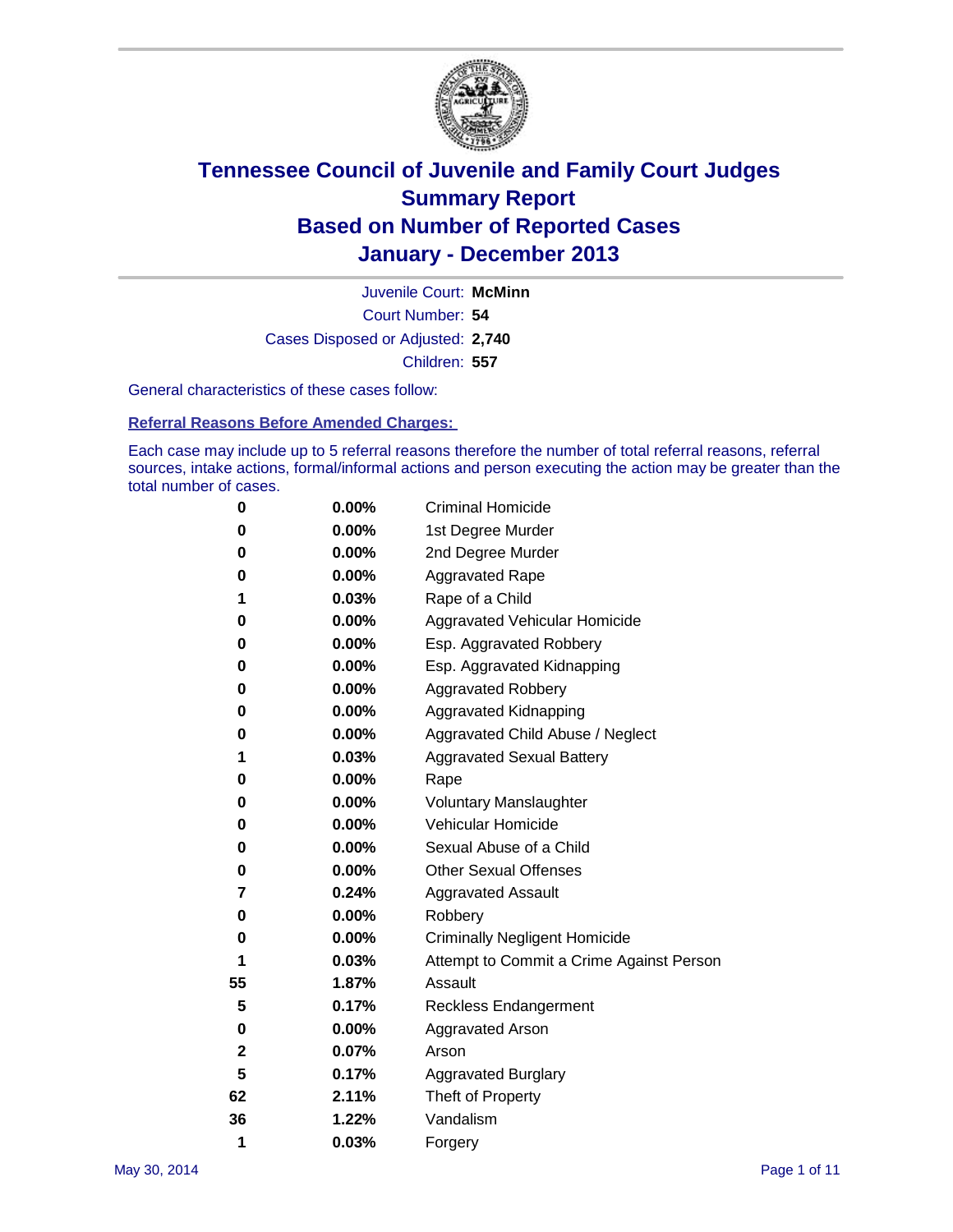# Tennessee Council of Juvenile and Family Court Judges
# Summary Report
# Based on Number of Reported Cases
# January - December 2013

Juvenile Court: **McMinn**

Court Number: **54**

Cases Disposed or Adjusted: **2,740**

Children: **557**

General characteristics of these cases follow:

**Referral Reasons Before Amended Charges:**

Each case may include up to 5 referral reasons therefore the number of total referral reasons, referral sources, intake actions, formal/informal actions and person executing the action may be greater than the total number of cases.

| | | |
|---|---|---|
| 0 | 0.00% | Criminal Homicide |
| 0 | 0.00% | 1st Degree Murder |
| 0 | 0.00% | 2nd Degree Murder |
| 0 | 0.00% | Aggravated Rape |
| 1 | 0.03% | Rape of a Child |
| 0 | 0.00% | Aggravated Vehicular Homicide |
| 0 | 0.00% | Esp. Aggravated Robbery |
| 0 | 0.00% | Esp. Aggravated Kidnapping |
| 0 | 0.00% | Aggravated Robbery |
| 0 | 0.00% | Aggravated Kidnapping |
| 0 | 0.00% | Aggravated Child Abuse / Neglect |
| 1 | 0.03% | Aggravated Sexual Battery |
| 0 | 0.00% | Rape |
| 0 | 0.00% | Voluntary Manslaughter |
| 0 | 0.00% | Vehicular Homicide |
| 0 | 0.00% | Sexual Abuse of a Child |
| 0 | 0.00% | Other Sexual Offenses |
| 7 | 0.24% | Aggravated Assault |
| 0 | 0.00% | Robbery |
| 0 | 0.00% | Criminally Negligent Homicide |
| 1 | 0.03% | Attempt to Commit a Crime Against Person |
| 55 | 1.87% | Assault |
| 5 | 0.17% | Reckless Endangerment |
| 0 | 0.00% | Aggravated Arson |
| 2 | 0.07% | Arson |
| 5 | 0.17% | Aggravated Burglary |
| 62 | 2.11% | Theft of Property |
| 36 | 1.22% | Vandalism |
| 1 | 0.03% | Forgery |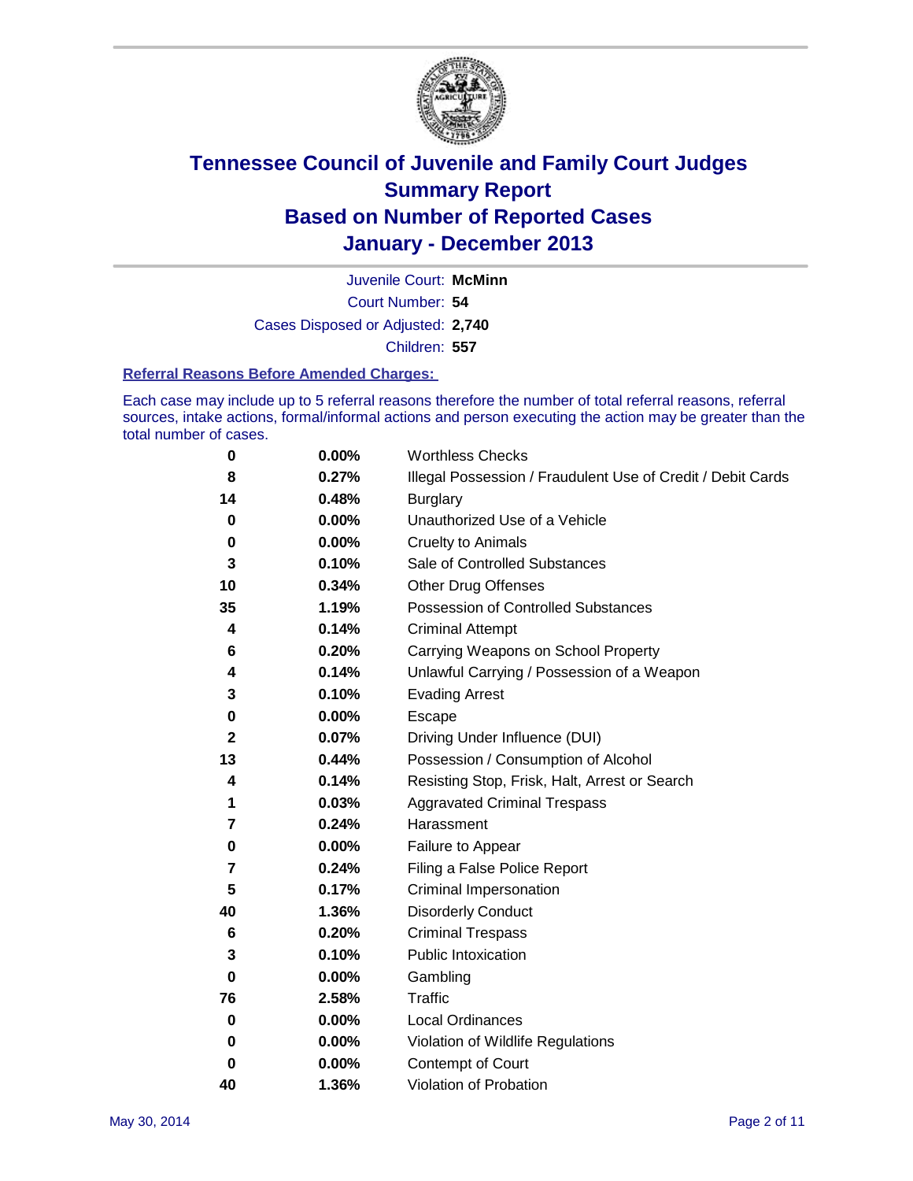# Tennessee Council of Juvenile and Family Court Judges
# Summary Report
# Based on Number of Reported Cases
# January - December 2013

Juvenile Court: **McMinn**
Court Number: **54**
Cases Disposed or Adjusted: **2,740**
Children: **557**

### Referral Reasons Before Amended Charges:

Each case may include up to 5 referral reasons therefore the number of total referral reasons, referral sources, intake actions, formal/informal actions and person executing the action may be greater than the total number of cases.

| | | |
|---|---|---|
| **0** | **0.00%** | Worthless Checks |
| **8** | **0.27%** | Illegal Possession / Fraudulent Use of Credit / Debit Cards |
| **14** | **0.48%** | Burglary |
| **0** | **0.00%** | Unauthorized Use of a Vehicle |
| **0** | **0.00%** | Cruelty to Animals |
| **3** | **0.10%** | Sale of Controlled Substances |
| **10** | **0.34%** | Other Drug Offenses |
| **35** | **1.19%** | Possession of Controlled Substances |
| **4** | **0.14%** | Criminal Attempt |
| **6** | **0.20%** | Carrying Weapons on School Property |
| **4** | **0.14%** | Unlawful Carrying / Possession of a Weapon |
| **3** | **0.10%** | Evading Arrest |
| **0** | **0.00%** | Escape |
| **2** | **0.07%** | Driving Under Influence (DUI) |
| **13** | **0.44%** | Possession / Consumption of Alcohol |
| **4** | **0.14%** | Resisting Stop, Frisk, Halt, Arrest or Search |
| **1** | **0.03%** | Aggravated Criminal Trespass |
| **7** | **0.24%** | Harassment |
| **0** | **0.00%** | Failure to Appear |
| **7** | **0.24%** | Filing a False Police Report |
| **5** | **0.17%** | Criminal Impersonation |
| **40** | **1.36%** | Disorderly Conduct |
| **6** | **0.20%** | Criminal Trespass |
| **3** | **0.10%** | Public Intoxication |
| **0** | **0.00%** | Gambling |
| **76** | **2.58%** | Traffic |
| **0** | **0.00%** | Local Ordinances |
| **0** | **0.00%** | Violation of Wildlife Regulations |
| **0** | **0.00%** | Contempt of Court |
| **40** | **1.36%** | Violation of Probation |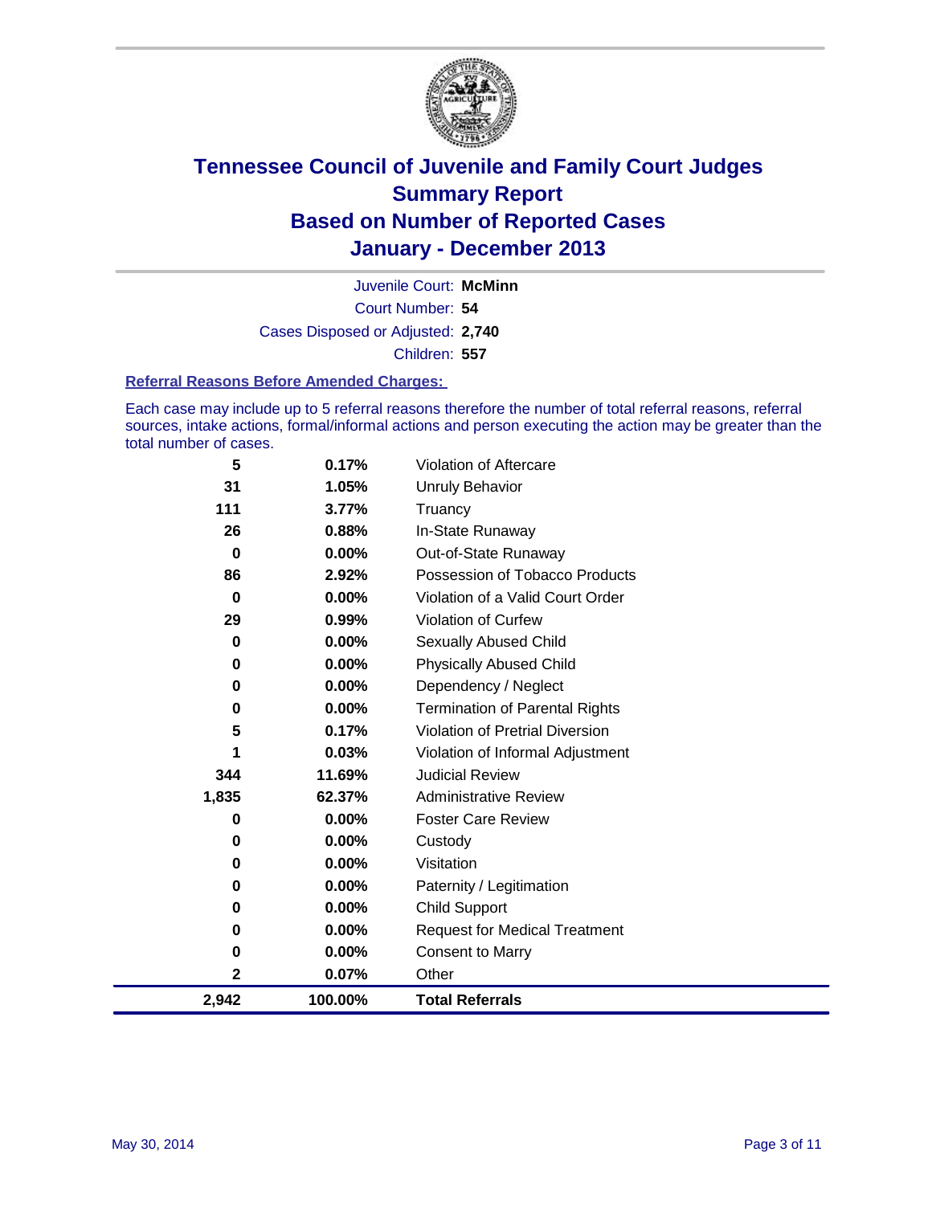# Tennessee Council of Juvenile and Family Court Judges
## Summary Report
## Based on Number of Reported Cases
## January - December 2013

Juvenile Court: **McMinn**

Court Number: **54**

Cases Disposed or Adjusted: **2,740**

Children: **557**

### Referral Reasons Before Amended Charges:

Each case may include up to 5 referral reasons therefore the number of total referral reasons, referral sources, intake actions, formal/informal actions and person executing the action may be greater than the total number of cases.

| Count | Percent | Referral Reason |
|---|---|---|
| 5 | 0.17% | Violation of Aftercare |
| 31 | 1.05% | Unruly Behavior |
| 111 | 3.77% | Truancy |
| 26 | 0.88% | In-State Runaway |
| 0 | 0.00% | Out-of-State Runaway |
| 86 | 2.92% | Possession of Tobacco Products |
| 0 | 0.00% | Violation of a Valid Court Order |
| 29 | 0.99% | Violation of Curfew |
| 0 | 0.00% | Sexually Abused Child |
| 0 | 0.00% | Physically Abused Child |
| 0 | 0.00% | Dependency / Neglect |
| 0 | 0.00% | Termination of Parental Rights |
| 5 | 0.17% | Violation of Pretrial Diversion |
| 1 | 0.03% | Violation of Informal Adjustment |
| 344 | 11.69% | Judicial Review |
| 1,835 | 62.37% | Administrative Review |
| 0 | 0.00% | Foster Care Review |
| 0 | 0.00% | Custody |
| 0 | 0.00% | Visitation |
| 0 | 0.00% | Paternity / Legitimation |
| 0 | 0.00% | Child Support |
| 0 | 0.00% | Request for Medical Treatment |
| 0 | 0.00% | Consent to Marry |
| 2 | 0.07% | Other |
| **2,942** | **100.00%** | **Total Referrals** |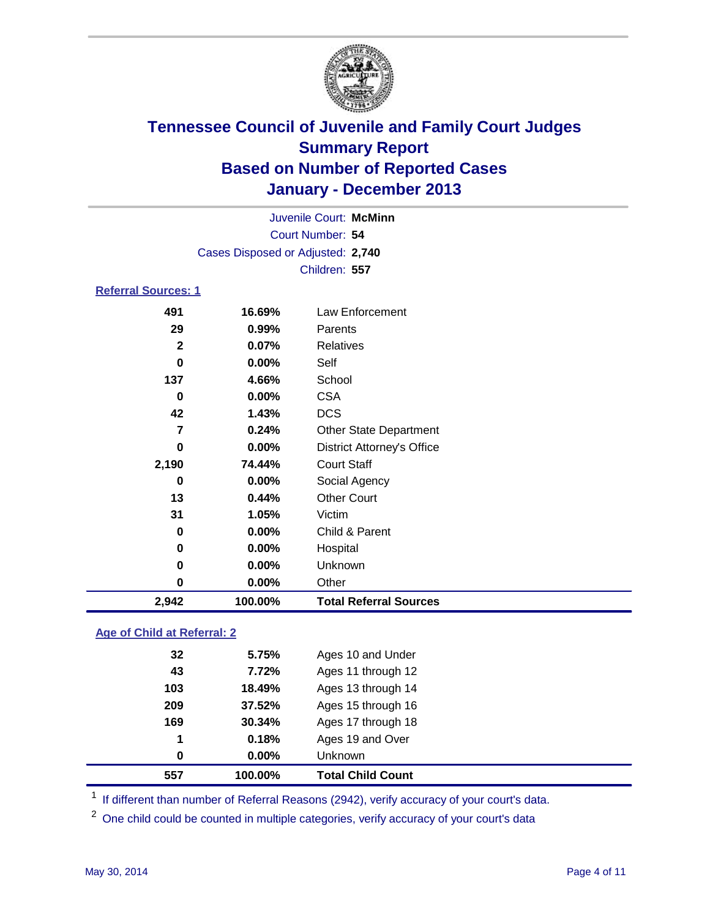# Tennessee Council of Juvenile and Family Court Judges
## Summary Report
## Based on Number of Reported Cases
## January - December 2013

Juvenile Court: **McMinn**
Court Number: **54**
Cases Disposed or Adjusted: **2,740**
Children: **557**

### Referral Sources: 1

| Count | Percent | Source |
|---|---|---|
| 491 | 16.69% | Law Enforcement |
| 29 | 0.99% | Parents |
| 2 | 0.07% | Relatives |
| 0 | 0.00% | Self |
| 137 | 4.66% | School |
| 0 | 0.00% | CSA |
| 42 | 1.43% | DCS |
| 7 | 0.24% | Other State Department |
| 0 | 0.00% | District Attorney's Office |
| 2,190 | 74.44% | Court Staff |
| 0 | 0.00% | Social Agency |
| 13 | 0.44% | Other Court |
| 31 | 1.05% | Victim |
| 0 | 0.00% | Child & Parent |
| 0 | 0.00% | Hospital |
| 0 | 0.00% | Unknown |
| 0 | 0.00% | Other |
| **2,942** | **100.00%** | **Total Referral Sources** |

### Age of Child at Referral: 2

| Count | Percent | Age |
|---|---|---|
| 32 | 5.75% | Ages 10 and Under |
| 43 | 7.72% | Ages 11 through 12 |
| 103 | 18.49% | Ages 13 through 14 |
| 209 | 37.52% | Ages 15 through 16 |
| 169 | 30.34% | Ages 17 through 18 |
| 1 | 0.18% | Ages 19 and Over |
| 0 | 0.00% | Unknown |
| **557** | **100.00%** | **Total Child Count** |

[1] If different than number of Referral Reasons (2942), verify accuracy of your court's data.

[2] One child could be counted in multiple categories, verify accuracy of your court's data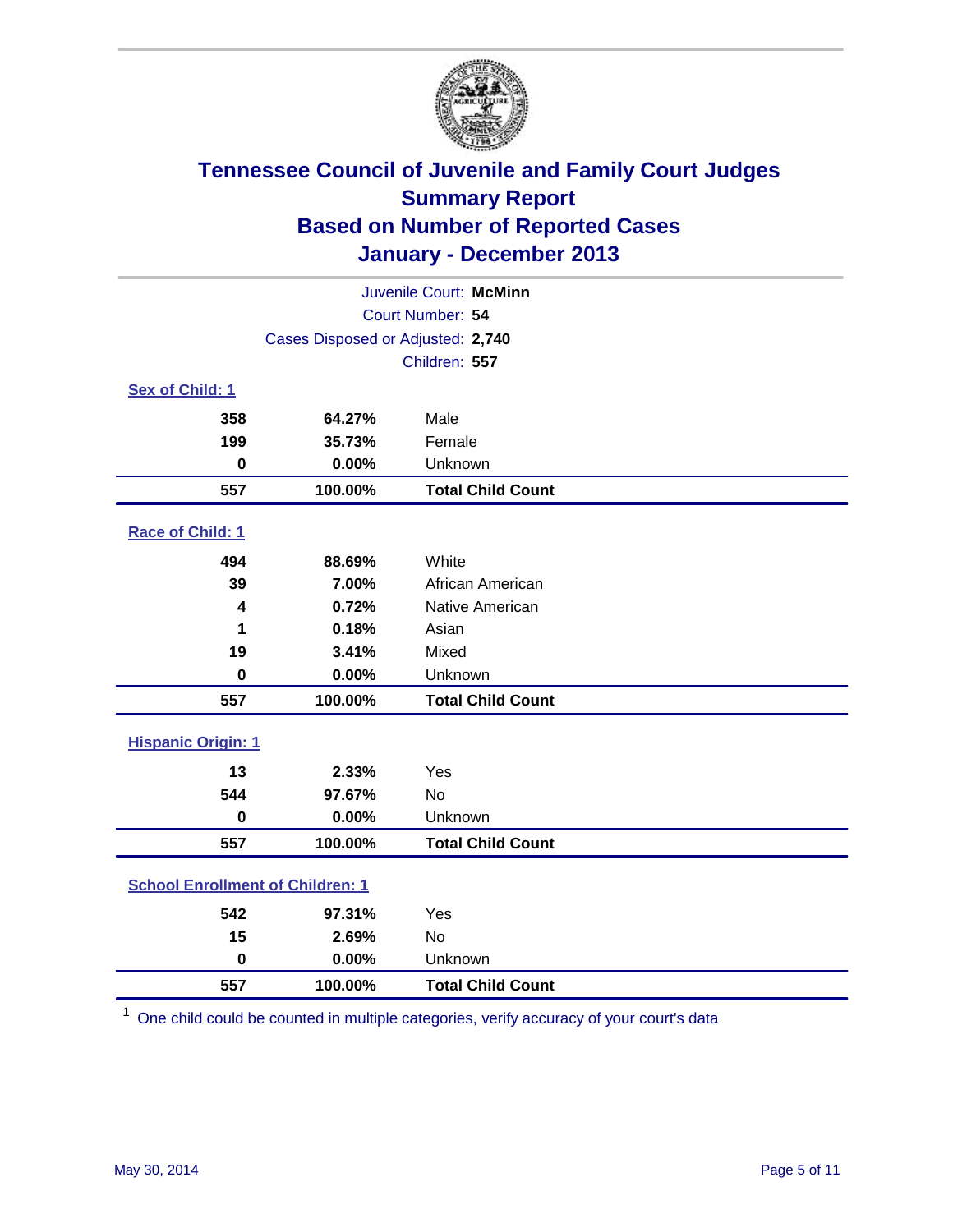# Tennessee Council of Juvenile and Family Court Judges
## Summary Report
## Based on Number of Reported Cases
## January - December 2013

Juvenile Court: **McMinn**
Court Number: **54**
Cases Disposed or Adjusted: **2,740**
Children: **557**

### Sex of Child: 1

| | | |
|---|---|---|
| 358 | 64.27% | Male |
| 199 | 35.73% | Female |
| 0 | 0.00% | Unknown |
| **557** | **100.00%** | **Total Child Count** |

### Race of Child: 1

| | | |
|---|---|---|
| 494 | 88.69% | White |
| 39 | 7.00% | African American |
| 4 | 0.72% | Native American |
| 1 | 0.18% | Asian |
| 19 | 3.41% | Mixed |
| 0 | 0.00% | Unknown |
| **557** | **100.00%** | **Total Child Count** |

### Hispanic Origin: 1

| | | |
|---|---|---|
| 13 | 2.33% | Yes |
| 544 | 97.67% | No |
| 0 | 0.00% | Unknown |
| **557** | **100.00%** | **Total Child Count** |

### School Enrollment of Children: 1

| | | |
|---|---|---|
| 542 | 97.31% | Yes |
| 15 | 2.69% | No |
| 0 | 0.00% | Unknown |
| **557** | **100.00%** | **Total Child Count** |

[1] One child could be counted in multiple categories, verify accuracy of your court's data

May 30, 2014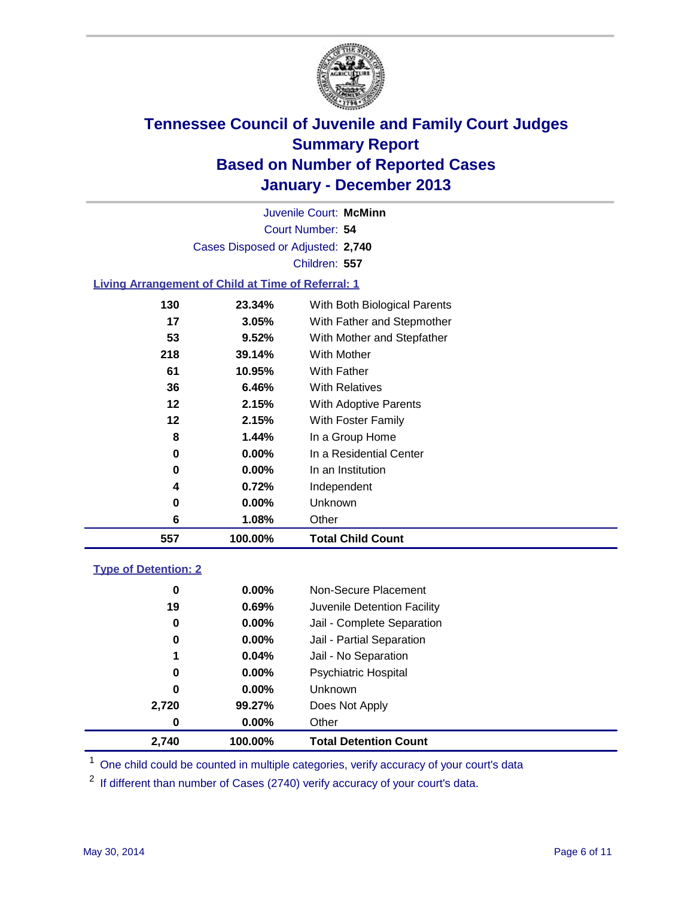# Tennessee Council of Juvenile and Family Court Judges
## Summary Report
## Based on Number of Reported Cases
## January - December 2013

Juvenile Court: **McMinn**

Court Number: **54**

Cases Disposed or Adjusted: **2,740**

Children: **557**

### Living Arrangement of Child at Time of Referral: 1

| Count | Percent | Arrangement |
|---|---|---|
| 130 | 23.34% | With Both Biological Parents |
| 17 | 3.05% | With Father and Stepmother |
| 53 | 9.52% | With Mother and Stepfather |
| 218 | 39.14% | With Mother |
| 61 | 10.95% | With Father |
| 36 | 6.46% | With Relatives |
| 12 | 2.15% | With Adoptive Parents |
| 12 | 2.15% | With Foster Family |
| 8 | 1.44% | In a Group Home |
| 0 | 0.00% | In a Residential Center |
| 0 | 0.00% | In an Institution |
| 4 | 0.72% | Independent |
| 0 | 0.00% | Unknown |
| 6 | 1.08% | Other |
| **557** | **100.00%** | **Total Child Count** |

### Type of Detention: 2

| Count | Percent | Type |
|---|---|---|
| 0 | 0.00% | Non-Secure Placement |
| 19 | 0.69% | Juvenile Detention Facility |
| 0 | 0.00% | Jail - Complete Separation |
| 0 | 0.00% | Jail - Partial Separation |
| 1 | 0.04% | Jail - No Separation |
| 0 | 0.00% | Psychiatric Hospital |
| 0 | 0.00% | Unknown |
| 2,720 | 99.27% | Does Not Apply |
| 0 | 0.00% | Other |
| **2,740** | **100.00%** | **Total Detention Count** |

[1] One child could be counted in multiple categories, verify accuracy of your court's data

[2] If different than number of Cases (2740) verify accuracy of your court's data.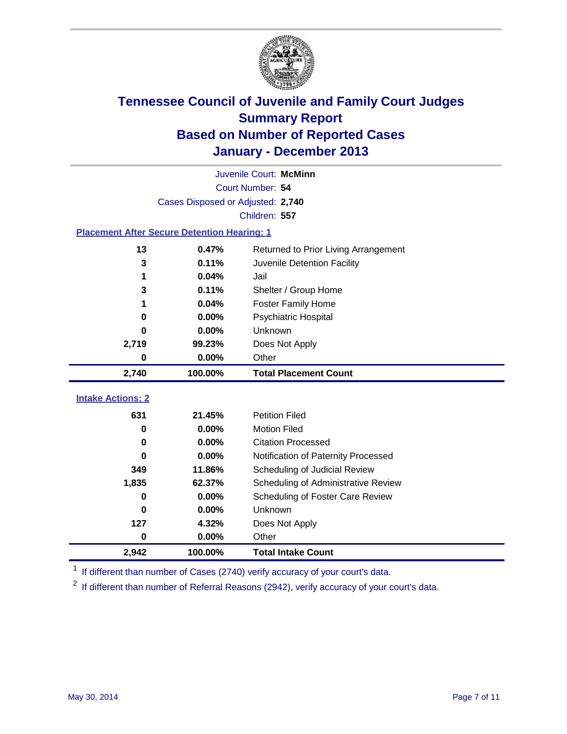# Tennessee Council of Juvenile and Family Court Judges
## Summary Report
## Based on Number of Reported Cases
## January - December 2013

Juvenile Court: **McMinn**
Court Number: **54**
Cases Disposed or Adjusted: **2,740**
Children: **557**

### Placement After Secure Detention Hearing: 1

| Count | Percent | Placement |
|---|---|---|
| 13 | 0.47% | Returned to Prior Living Arrangement |
| 3 | 0.11% | Juvenile Detention Facility |
| 1 | 0.04% | Jail |
| 3 | 0.11% | Shelter / Group Home |
| 1 | 0.04% | Foster Family Home |
| 0 | 0.00% | Psychiatric Hospital |
| 0 | 0.00% | Unknown |
| 2,719 | 99.23% | Does Not Apply |
| 0 | 0.00% | Other |
| **2,740** | **100.00%** | **Total Placement Count** |

### Intake Actions: 2

| Count | Percent | Action |
|---|---|---|
| 631 | 21.45% | Petition Filed |
| 0 | 0.00% | Motion Filed |
| 0 | 0.00% | Citation Processed |
| 0 | 0.00% | Notification of Paternity Processed |
| 349 | 11.86% | Scheduling of Judicial Review |
| 1,835 | 62.37% | Scheduling of Administrative Review |
| 0 | 0.00% | Scheduling of Foster Care Review |
| 0 | 0.00% | Unknown |
| 127 | 4.32% | Does Not Apply |
| 0 | 0.00% | Other |
| **2,942** | **100.00%** | **Total Intake Count** |

[1] If different than number of Cases (2740) verify accuracy of your court's data.

[2] If different than number of Referral Reasons (2942), verify accuracy of your court's data.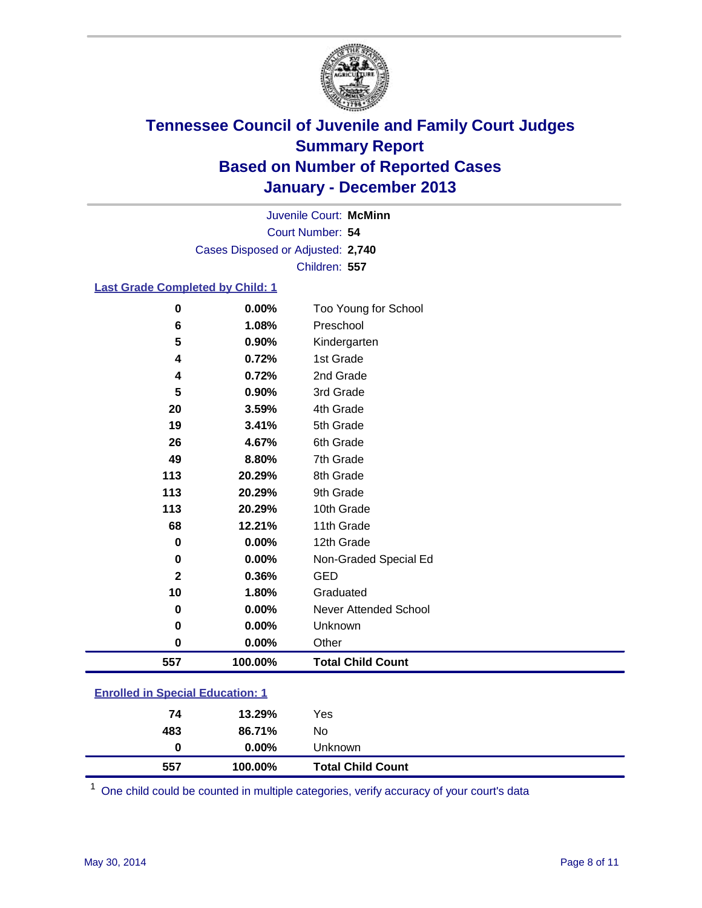# Tennessee Council of Juvenile and Family Court Judges
## Summary Report
## Based on Number of Reported Cases
## January - December 2013

Juvenile Court: **McMinn**
Court Number: **54**
Cases Disposed or Adjusted: **2,740**
Children: **557**

### Last Grade Completed by Child: 1

| Count | Percent | Category |
|---|---|---|
| 0 | 0.00% | Too Young for School |
| 6 | 1.08% | Preschool |
| 5 | 0.90% | Kindergarten |
| 4 | 0.72% | 1st Grade |
| 4 | 0.72% | 2nd Grade |
| 5 | 0.90% | 3rd Grade |
| 20 | 3.59% | 4th Grade |
| 19 | 3.41% | 5th Grade |
| 26 | 4.67% | 6th Grade |
| 49 | 8.80% | 7th Grade |
| 113 | 20.29% | 8th Grade |
| 113 | 20.29% | 9th Grade |
| 113 | 20.29% | 10th Grade |
| 68 | 12.21% | 11th Grade |
| 0 | 0.00% | 12th Grade |
| 0 | 0.00% | Non-Graded Special Ed |
| 2 | 0.36% | GED |
| 10 | 1.80% | Graduated |
| 0 | 0.00% | Never Attended School |
| 0 | 0.00% | Unknown |
| 0 | 0.00% | Other |
| **557** | **100.00%** | **Total Child Count** |

### Enrolled in Special Education: 1

| Count | Percent | Category |
|---|---|---|
| 74 | 13.29% | Yes |
| 483 | 86.71% | No |
| 0 | 0.00% | Unknown |
| **557** | **100.00%** | **Total Child Count** |

[1] One child could be counted in multiple categories, verify accuracy of your court's data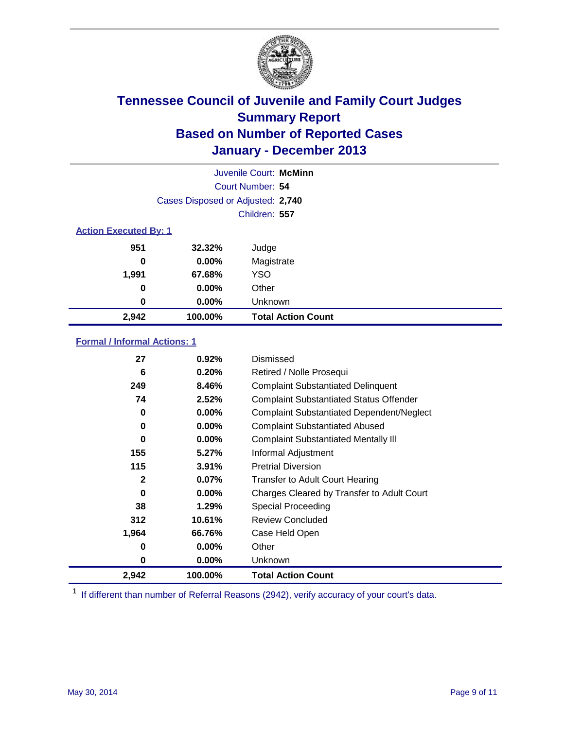# Tennessee Council of Juvenile and Family Court Judges
# Summary Report
# Based on Number of Reported Cases
# January - December 2013

Juvenile Court: **McMinn**

Court Number: **54**

Cases Disposed or Adjusted: **2,740**

Children: **557**

### Action Executed By: 1

| | | |
|---|---|---|
| 951 | 32.32% | Judge |
| 0 | 0.00% | Magistrate |
| 1,991 | 67.68% | YSO |
| 0 | 0.00% | Other |
| 0 | 0.00% | Unknown |
| **2,942** | **100.00%** | **Total Action Count** |

### Formal / Informal Actions: 1

| | | |
|---|---|---|
| 27 | 0.92% | Dismissed |
| 6 | 0.20% | Retired / Nolle Prosequi |
| 249 | 8.46% | Complaint Substantiated Delinquent |
| 74 | 2.52% | Complaint Substantiated Status Offender |
| 0 | 0.00% | Complaint Substantiated Dependent/Neglect |
| 0 | 0.00% | Complaint Substantiated Abused |
| 0 | 0.00% | Complaint Substantiated Mentally Ill |
| 155 | 5.27% | Informal Adjustment |
| 115 | 3.91% | Pretrial Diversion |
| 2 | 0.07% | Transfer to Adult Court Hearing |
| 0 | 0.00% | Charges Cleared by Transfer to Adult Court |
| 38 | 1.29% | Special Proceeding |
| 312 | 10.61% | Review Concluded |
| 1,964 | 66.76% | Case Held Open |
| 0 | 0.00% | Other |
| 0 | 0.00% | Unknown |
| **2,942** | **100.00%** | **Total Action Count** |

[1] If different than number of Referral Reasons (2942), verify accuracy of your court's data.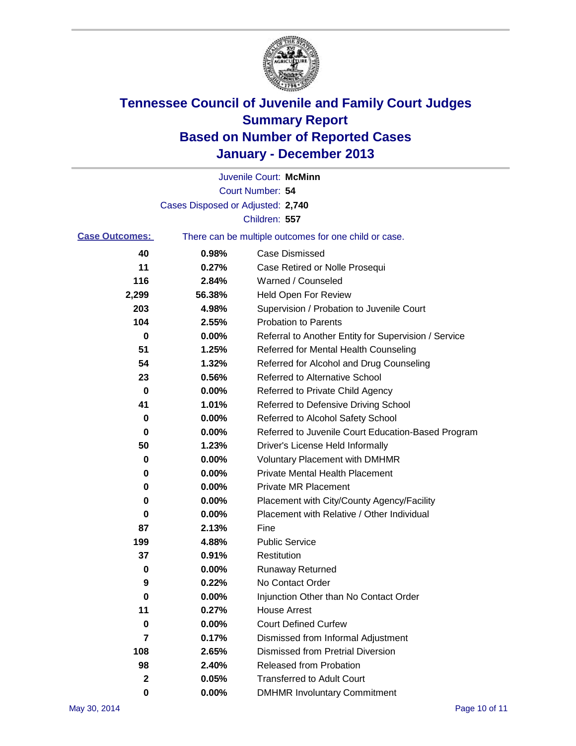# Tennessee Council of Juvenile and Family Court Judges
# Summary Report
# Based on Number of Reported Cases
# January - December 2013

Juvenile Court: **McMinn**
Court Number: **54**
Cases Disposed or Adjusted: **2,740**
Children: **557**

**Case Outcomes:** There can be multiple outcomes for one child or case.

| Count | Percent | Outcome |
|---|---|---|
| 40 | 0.98% | Case Dismissed |
| 11 | 0.27% | Case Retired or Nolle Prosequi |
| 116 | 2.84% | Warned / Counseled |
| 2,299 | 56.38% | Held Open For Review |
| 203 | 4.98% | Supervision / Probation to Juvenile Court |
| 104 | 2.55% | Probation to Parents |
| 0 | 0.00% | Referral to Another Entity for Supervision / Service |
| 51 | 1.25% | Referred for Mental Health Counseling |
| 54 | 1.32% | Referred for Alcohol and Drug Counseling |
| 23 | 0.56% | Referred to Alternative School |
| 0 | 0.00% | Referred to Private Child Agency |
| 41 | 1.01% | Referred to Defensive Driving School |
| 0 | 0.00% | Referred to Alcohol Safety School |
| 0 | 0.00% | Referred to Juvenile Court Education-Based Program |
| 50 | 1.23% | Driver's License Held Informally |
| 0 | 0.00% | Voluntary Placement with DMHMR |
| 0 | 0.00% | Private Mental Health Placement |
| 0 | 0.00% | Private MR Placement |
| 0 | 0.00% | Placement with City/County Agency/Facility |
| 0 | 0.00% | Placement with Relative / Other Individual |
| 87 | 2.13% | Fine |
| 199 | 4.88% | Public Service |
| 37 | 0.91% | Restitution |
| 0 | 0.00% | Runaway Returned |
| 9 | 0.22% | No Contact Order |
| 0 | 0.00% | Injunction Other than No Contact Order |
| 11 | 0.27% | House Arrest |
| 0 | 0.00% | Court Defined Curfew |
| 7 | 0.17% | Dismissed from Informal Adjustment |
| 108 | 2.65% | Dismissed from Pretrial Diversion |
| 98 | 2.40% | Released from Probation |
| 2 | 0.05% | Transferred to Adult Court |
| 0 | 0.00% | DMHMR Involuntary Commitment |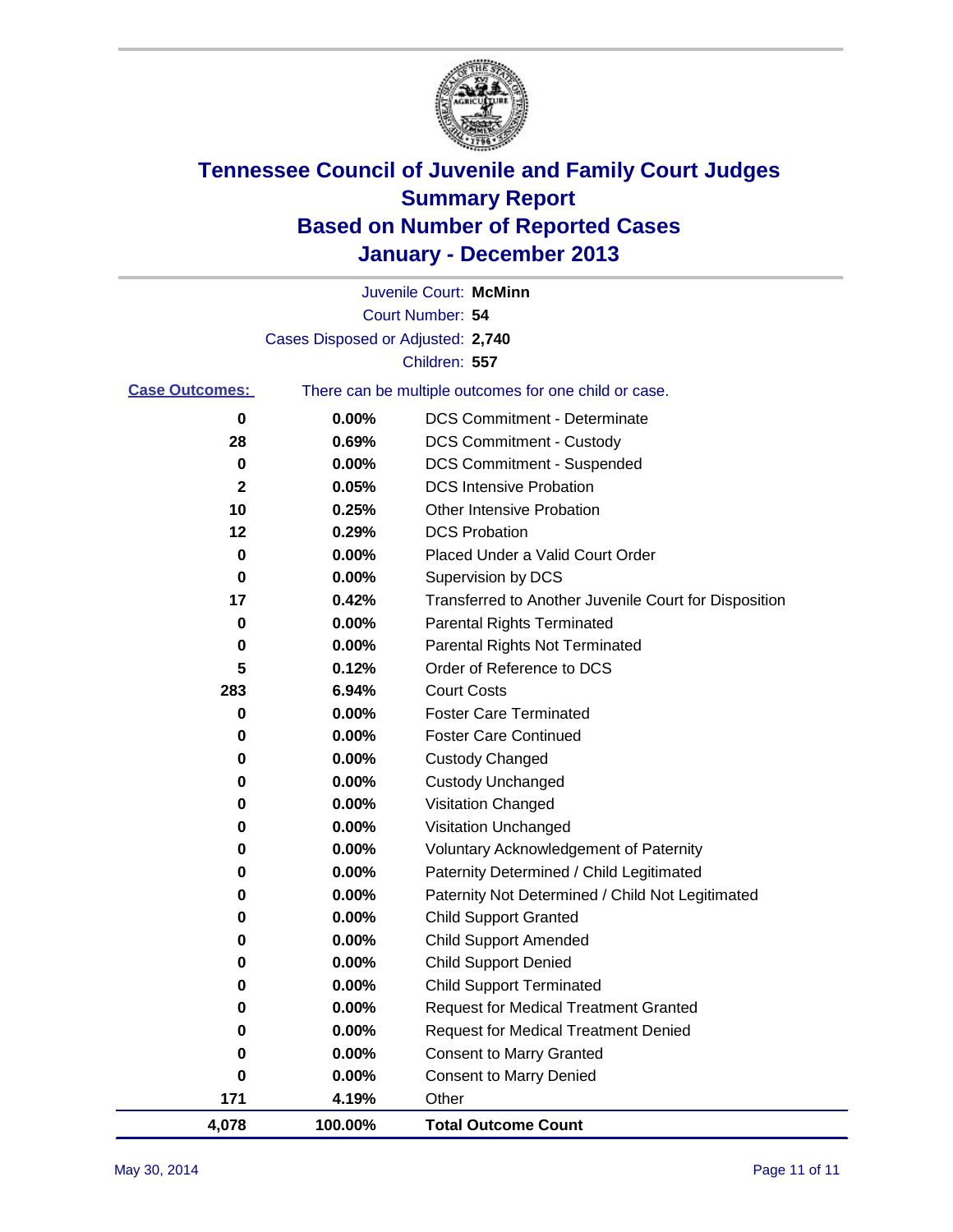# Tennessee Council of Juvenile and Family Court Judges
# Summary Report
# Based on Number of Reported Cases
# January - December 2013

Juvenile Court: **McMinn**
Court Number: **54**
Cases Disposed or Adjusted: **2,740**
Children: **557**

**Case Outcomes:** There can be multiple outcomes for one child or case.

| | | |
|---|---|---|
| 0 | 0.00% | DCS Commitment - Determinate |
| 28 | 0.69% | DCS Commitment - Custody |
| 0 | 0.00% | DCS Commitment - Suspended |
| 2 | 0.05% | DCS Intensive Probation |
| 10 | 0.25% | Other Intensive Probation |
| 12 | 0.29% | DCS Probation |
| 0 | 0.00% | Placed Under a Valid Court Order |
| 0 | 0.00% | Supervision by DCS |
| 17 | 0.42% | Transferred to Another Juvenile Court for Disposition |
| 0 | 0.00% | Parental Rights Terminated |
| 0 | 0.00% | Parental Rights Not Terminated |
| 5 | 0.12% | Order of Reference to DCS |
| 283 | 6.94% | Court Costs |
| 0 | 0.00% | Foster Care Terminated |
| 0 | 0.00% | Foster Care Continued |
| 0 | 0.00% | Custody Changed |
| 0 | 0.00% | Custody Unchanged |
| 0 | 0.00% | Visitation Changed |
| 0 | 0.00% | Visitation Unchanged |
| 0 | 0.00% | Voluntary Acknowledgement of Paternity |
| 0 | 0.00% | Paternity Determined / Child Legitimated |
| 0 | 0.00% | Paternity Not Determined / Child Not Legitimated |
| 0 | 0.00% | Child Support Granted |
| 0 | 0.00% | Child Support Amended |
| 0 | 0.00% | Child Support Denied |
| 0 | 0.00% | Child Support Terminated |
| 0 | 0.00% | Request for Medical Treatment Granted |
| 0 | 0.00% | Request for Medical Treatment Denied |
| 0 | 0.00% | Consent to Marry Granted |
| 0 | 0.00% | Consent to Marry Denied |
| 171 | 4.19% | Other |
| **4,078** | **100.00%** | **Total Outcome Count** |

May 30, 2014